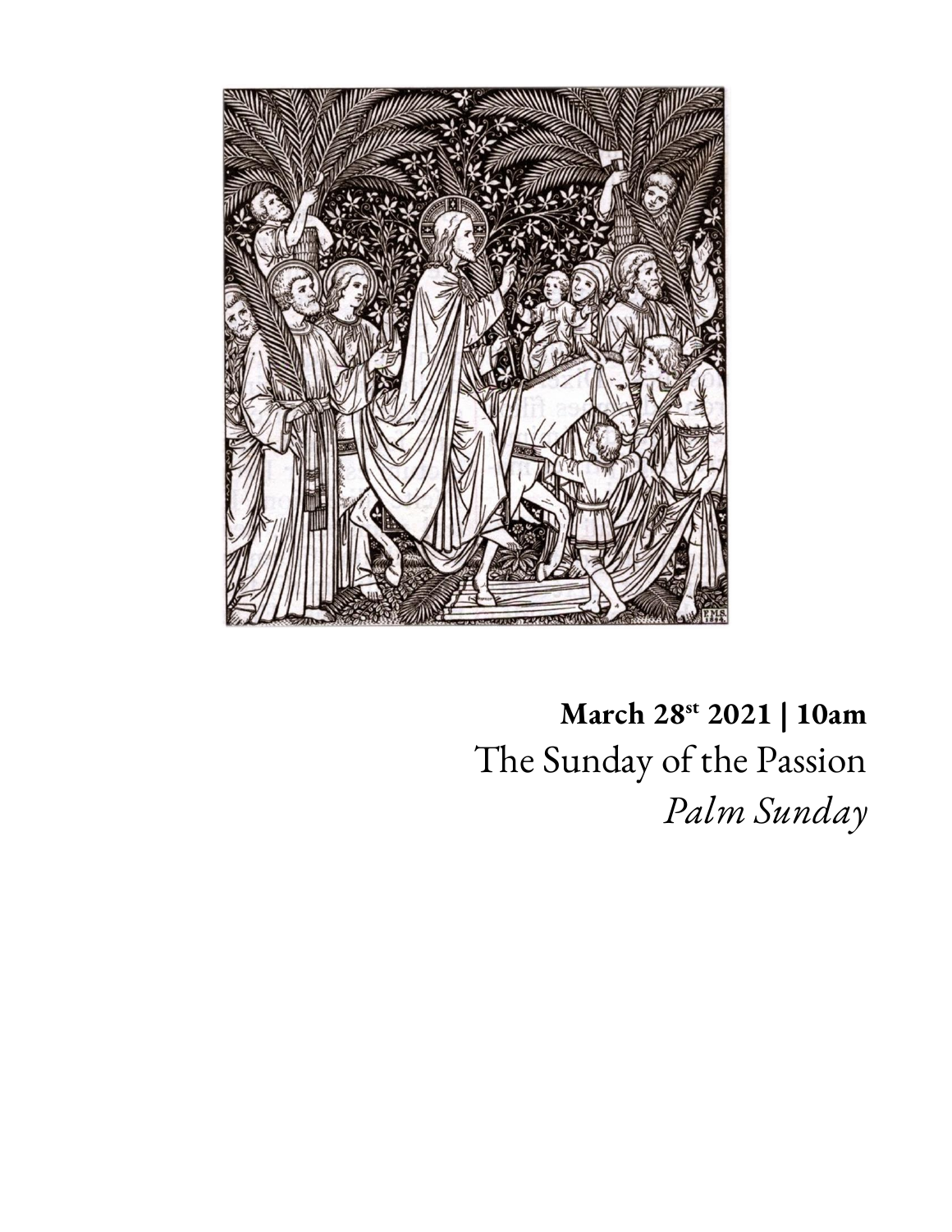**March 28st 2021 | 10am**

# The Sunday of the Passion

*Palm Sunday*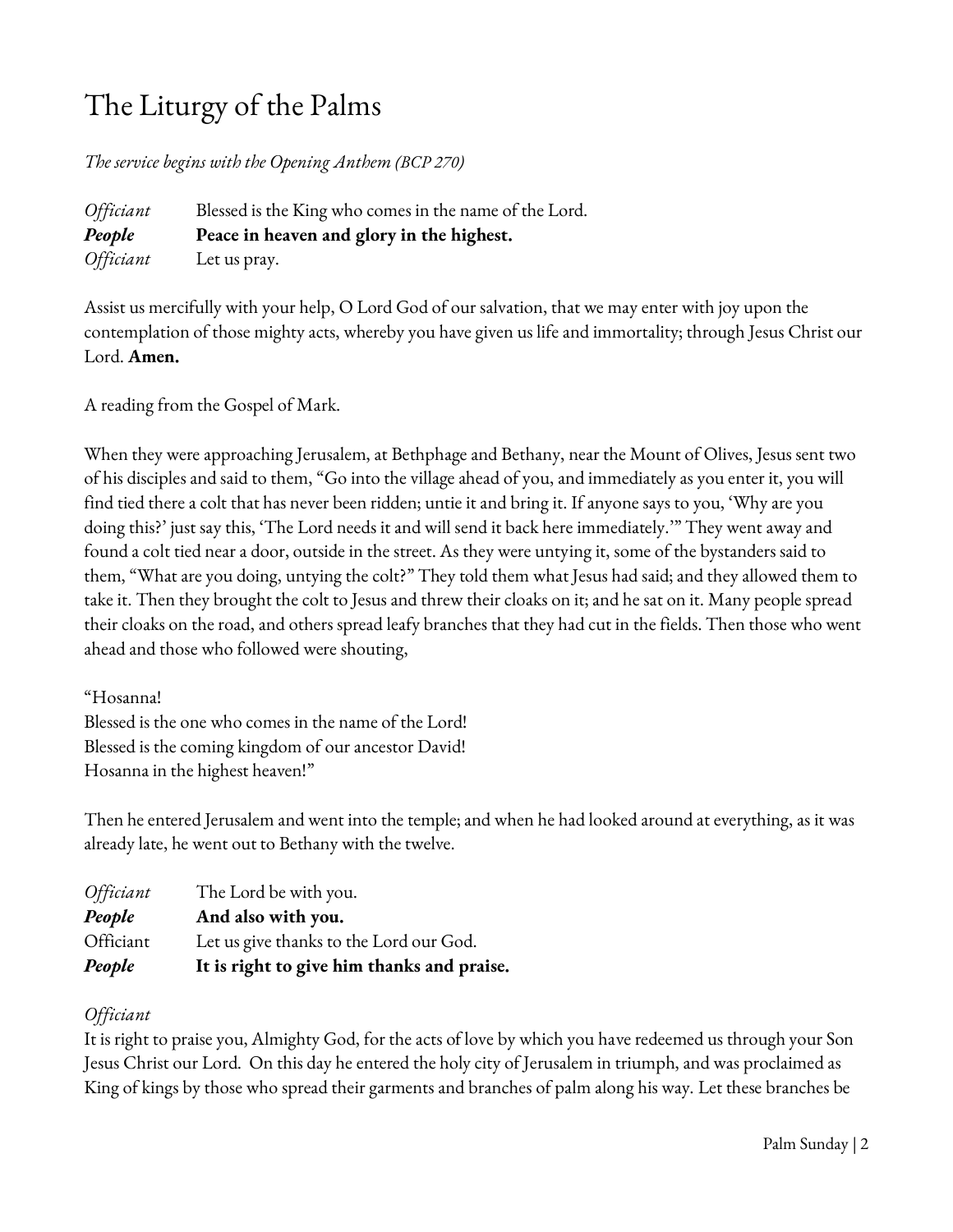# The Liturgy of the Palms

*The service begins with the Opening Anthem (BCP 270)*

*Officiant* Blessed is the King who comes in the name of the Lord.
***People*** **Peace in heaven and glory in the highest.**
*Officiant* Let us pray.

Assist us mercifully with your help, O Lord God of our salvation, that we may enter with joy upon the contemplation of those mighty acts, whereby you have given us life and immortality; through Jesus Christ our Lord. **Amen.**

A reading from the Gospel of Mark.

When they were approaching Jerusalem, at Bethphage and Bethany, near the Mount of Olives, Jesus sent two of his disciples and said to them, "Go into the village ahead of you, and immediately as you enter it, you will find tied there a colt that has never been ridden; untie it and bring it. If anyone says to you, 'Why are you doing this?' just say this, 'The Lord needs it and will send it back here immediately.'" They went away and found a colt tied near a door, outside in the street. As they were untying it, some of the bystanders said to them, "What are you doing, untying the colt?" They told them what Jesus had said; and they allowed them to take it. Then they brought the colt to Jesus and threw their cloaks on it; and he sat on it. Many people spread their cloaks on the road, and others spread leafy branches that they had cut in the fields. Then those who went ahead and those who followed were shouting,

"Hosanna!
Blessed is the one who comes in the name of the Lord!
Blessed is the coming kingdom of our ancestor David!
Hosanna in the highest heaven!"

Then he entered Jerusalem and went into the temple; and when he had looked around at everything, as it was already late, he went out to Bethany with the twelve.

*Officiant* The Lord be with you.
***People*** **And also with you.**
Officiant Let us give thanks to the Lord our God.
***People*** **It is right to give him thanks and praise.**

*Officiant*
It is right to praise you, Almighty God, for the acts of love by which you have redeemed us through your Son Jesus Christ our Lord. On this day he entered the holy city of Jerusalem in triumph, and was proclaimed as King of kings by those who spread their garments and branches of palm along his way. Let these branches be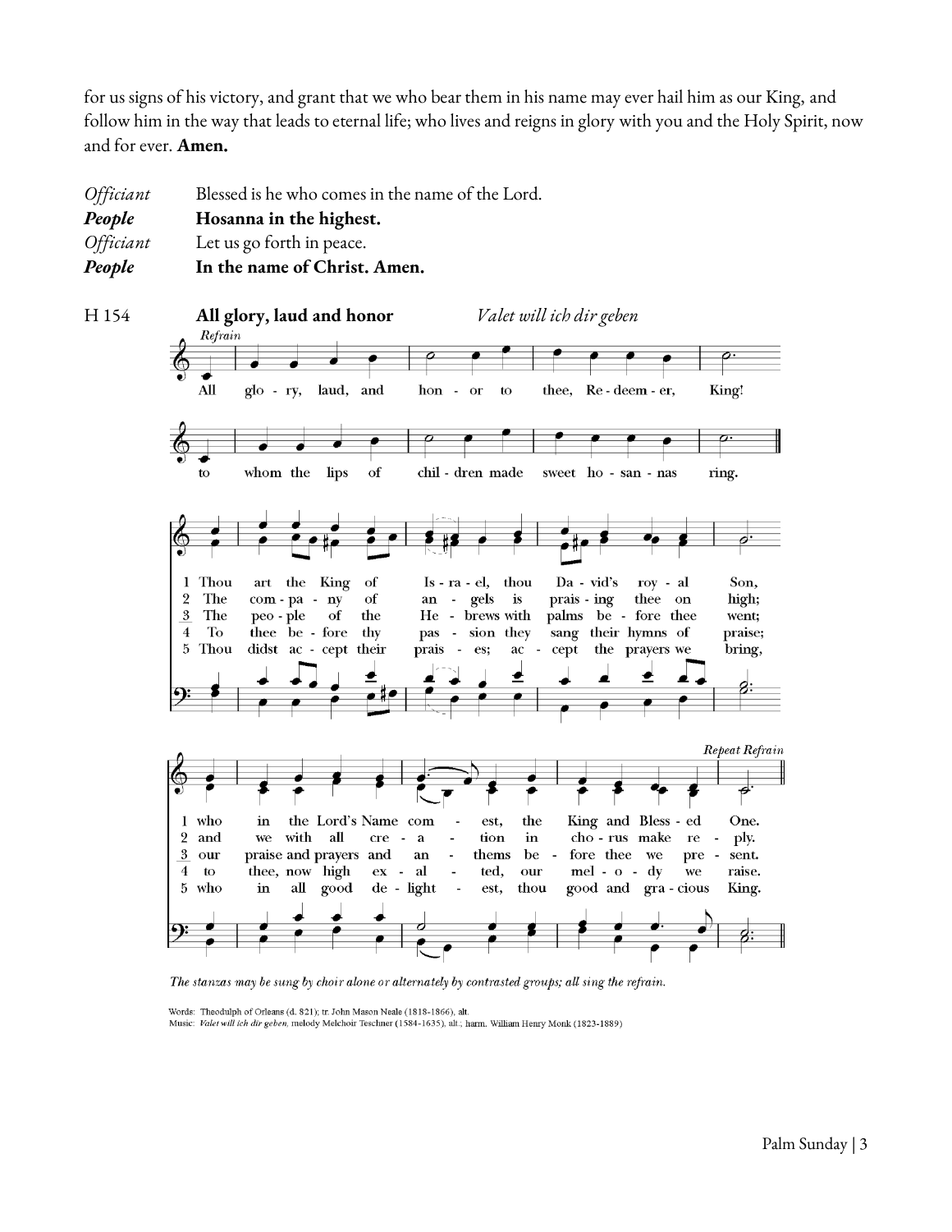for us signs of his victory, and grant that we who bear them in his name may ever hail him as our King, and follow him in the way that leads to eternal life; who lives and reigns in glory with you and the Holy Spirit, now and for ever. **Amen.**

*Officiant* Blessed is he who comes in the name of the Lord.
***People*** **Hosanna in the highest.**
*Officiant* Let us go forth in peace.
***People*** **In the name of Christ. Amen.**

H 154 **All glory, laud and honor** *Valet will ich dir geben*

*Refrain*

All glory, laud, and honor to thee, Redeemer, King!
to whom the lips of children made sweet hosannas ring.

1 Thou art the King of Israel, thou David's royal Son,
who in the Lord's Name comest, the King and Blessed One.

2 The company of angels is praising thee on high;
and we with all creation in chorus make reply.

3 The people of the Hebrews with palms before thee went;
our praise and prayers and anthems before thee we present.

4 To thee before thy passion they sang their hymns of praise;
to thee, now high exalted, our melody we raise.

5 Thou didst accept their praises; accept the prayers we bring,
who in all good delightest, thou good and gracious King.

*Repeat Refrain*

*The stanzas may be sung by choir alone or alternately by contrasted groups; all sing the refrain.*

Words: Theodulph of Orleans (d. 821); tr. John Mason Neale (1818-1866), alt.
Music: *Valet will ich dir geben*, melody Melchoir Teschner (1584-1635), alt.; harm. William Henry Monk (1823-1889)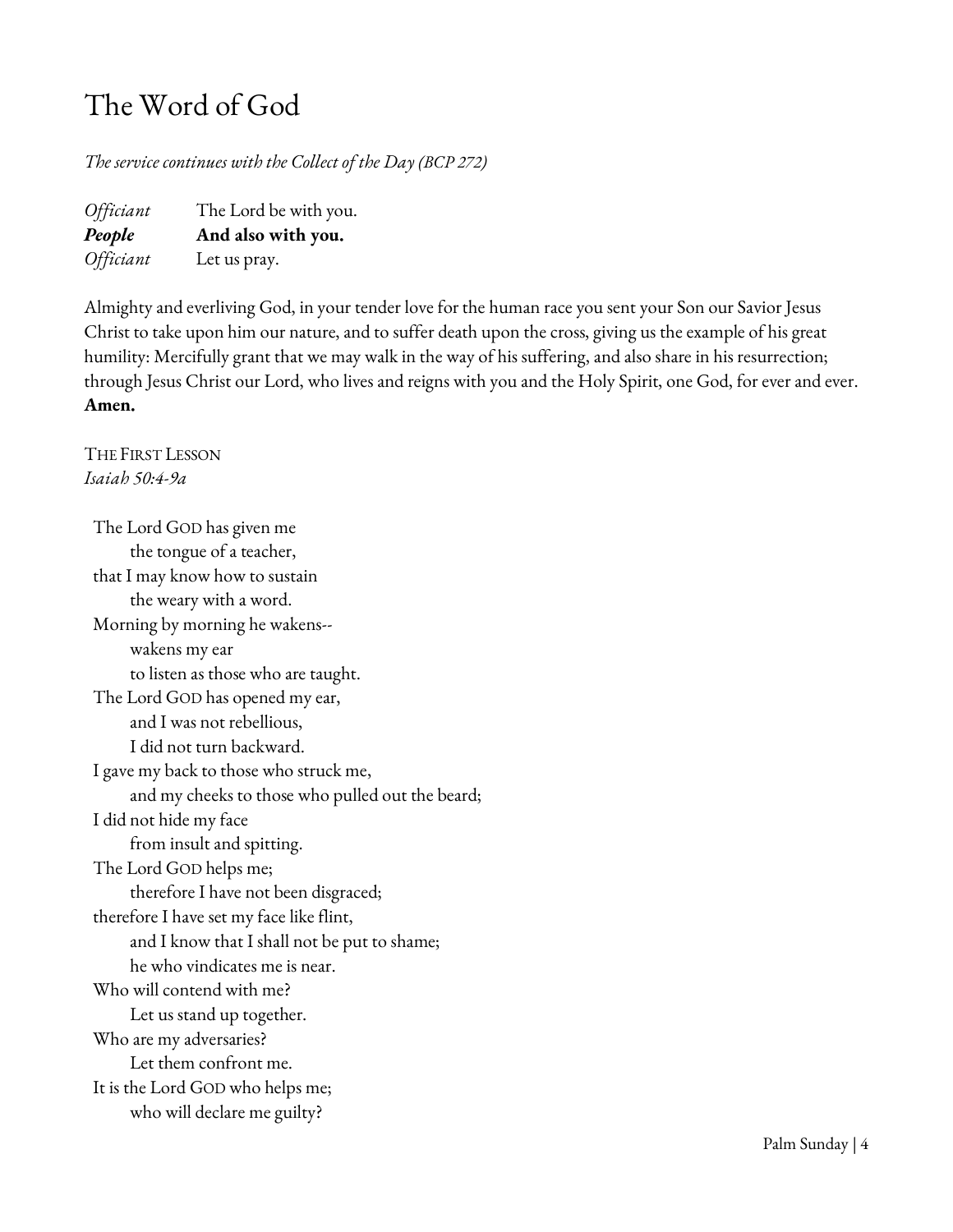# The Word of God

*The service continues with the Collect of the Day (BCP 272)*

*Officiant* The Lord be with you.
***People*** **And also with you.**
*Officiant* Let us pray.

Almighty and everliving God, in your tender love for the human race you sent your Son our Savior Jesus Christ to take upon him our nature, and to suffer death upon the cross, giving us the example of his great humility: Mercifully grant that we may walk in the way of his suffering, and also share in his resurrection; through Jesus Christ our Lord, who lives and reigns with you and the Holy Spirit, one God, for ever and ever. **Amen.**

THE FIRST LESSON
*Isaiah 50:4-9a*

The Lord GOD has given me
  the tongue of a teacher,
that I may know how to sustain
  the weary with a word.
Morning by morning he wakens--
  wakens my ear
  to listen as those who are taught.
The Lord GOD has opened my ear,
  and I was not rebellious,
  I did not turn backward.
I gave my back to those who struck me,
  and my cheeks to those who pulled out the beard;
I did not hide my face
  from insult and spitting.
The Lord GOD helps me;
  therefore I have not been disgraced;
therefore I have set my face like flint,
  and I know that I shall not be put to shame;
  he who vindicates me is near.
Who will contend with me?
  Let us stand up together.
Who are my adversaries?
  Let them confront me.
It is the Lord GOD who helps me;
  who will declare me guilty?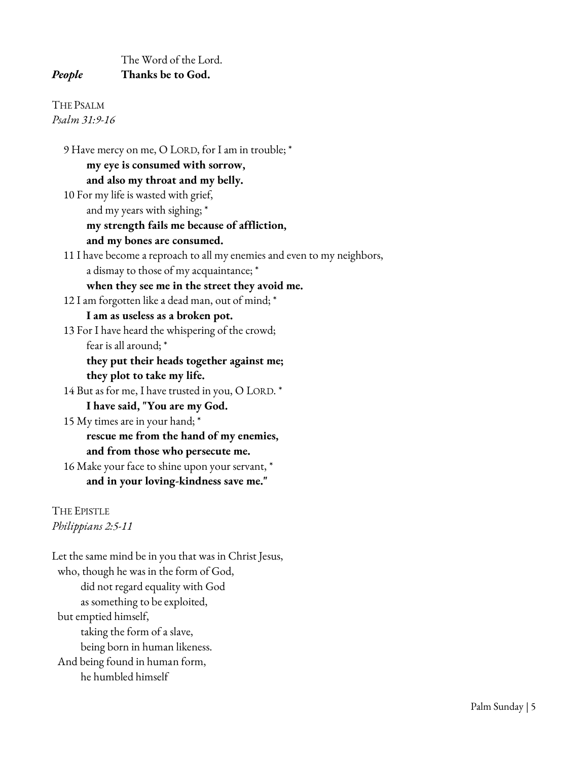The Word of the Lord.

***People*** **Thanks be to God.**

THE PSALM
*Psalm 31:9-16*

9 Have mercy on me, O LORD, for I am in trouble; *
**my eye is consumed with sorrow,**
**and also my throat and my belly.**

10 For my life is wasted with grief,
and my years with sighing; *
**my strength fails me because of affliction,**
**and my bones are consumed.**

11 I have become a reproach to all my enemies and even to my neighbors,
a dismay to those of my acquaintance; *
**when they see me in the street they avoid me.**

12 I am forgotten like a dead man, out of mind; *
**I am as useless as a broken pot.**

13 For I have heard the whispering of the crowd;
fear is all around; *
**they put their heads together against me;**
**they plot to take my life.**

14 But as for me, I have trusted in you, O LORD. *
**I have said, "You are my God.**

15 My times are in your hand; *
**rescue me from the hand of my enemies,**
**and from those who persecute me.**

16 Make your face to shine upon your servant, *
**and in your loving-kindness save me."**

THE EPISTLE
*Philippians 2:5-11*

Let the same mind be in you that was in Christ Jesus,
who, though he was in the form of God,
did not regard equality with God
as something to be exploited,
but emptied himself,
taking the form of a slave,
being born in human likeness.
And being found in human form,
he humbled himself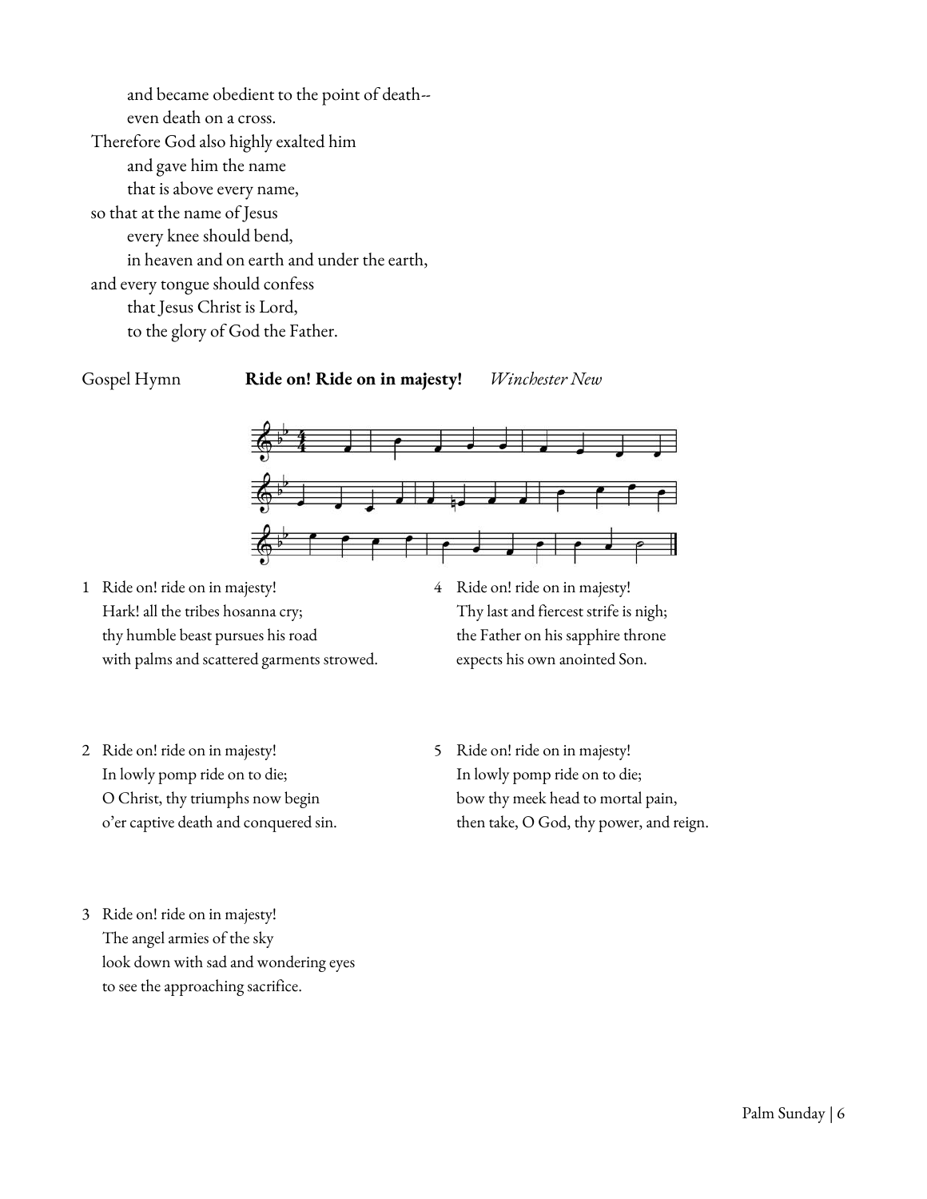and became obedient to the point of death--
even death on a cross.
Therefore God also highly exalted him
and gave him the name
that is above every name,
so that at the name of Jesus
every knee should bend,
in heaven and on earth and under the earth,
and every tongue should confess
that Jesus Christ is Lord,
to the glory of God the Father.

Gospel Hymn **Ride on! Ride on in majesty!** *Winchester New*

1 Ride on! ride on in majesty!
Hark! all the tribes hosanna cry;
thy humble beast pursues his road
with palms and scattered garments strowed.

2 Ride on! ride on in majesty!
In lowly pomp ride on to die;
O Christ, thy triumphs now begin
o'er captive death and conquered sin.

3 Ride on! ride on in majesty!
The angel armies of the sky
look down with sad and wondering eyes
to see the approaching sacrifice.

4 Ride on! ride on in majesty!
Thy last and fiercest strife is nigh;
the Father on his sapphire throne
expects his own anointed Son.

5 Ride on! ride on in majesty!
In lowly pomp ride on to die;
bow thy meek head to mortal pain,
then take, O God, thy power, and reign.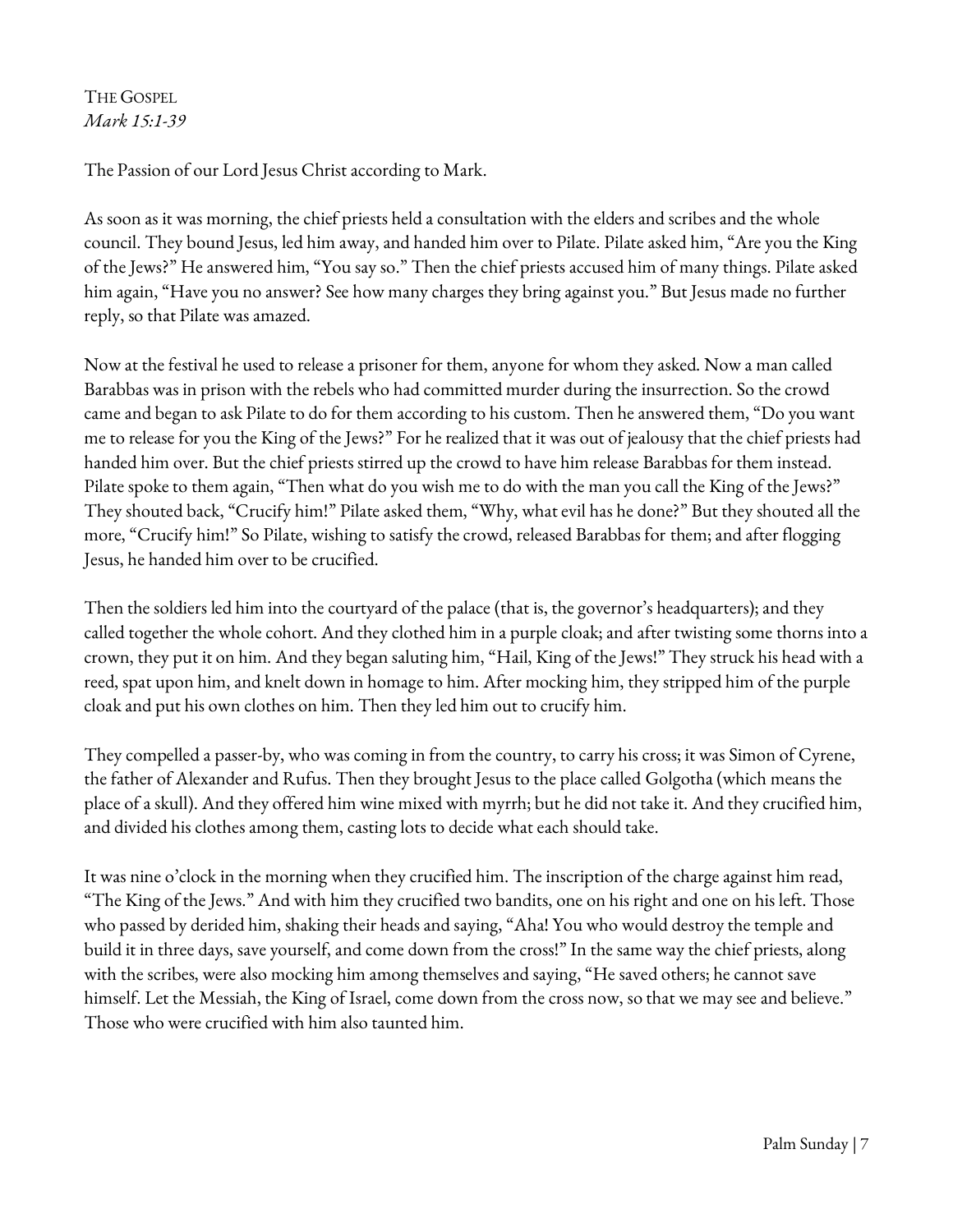The Gospel
*Mark 15:1-39*

The Passion of our Lord Jesus Christ according to Mark.

As soon as it was morning, the chief priests held a consultation with the elders and scribes and the whole council. They bound Jesus, led him away, and handed him over to Pilate. Pilate asked him, "Are you the King of the Jews?" He answered him, "You say so." Then the chief priests accused him of many things. Pilate asked him again, "Have you no answer? See how many charges they bring against you." But Jesus made no further reply, so that Pilate was amazed.

Now at the festival he used to release a prisoner for them, anyone for whom they asked. Now a man called Barabbas was in prison with the rebels who had committed murder during the insurrection. So the crowd came and began to ask Pilate to do for them according to his custom. Then he answered them, "Do you want me to release for you the King of the Jews?" For he realized that it was out of jealousy that the chief priests had handed him over. But the chief priests stirred up the crowd to have him release Barabbas for them instead. Pilate spoke to them again, "Then what do you wish me to do with the man you call the King of the Jews?" They shouted back, "Crucify him!" Pilate asked them, "Why, what evil has he done?" But they shouted all the more, "Crucify him!" So Pilate, wishing to satisfy the crowd, released Barabbas for them; and after flogging Jesus, he handed him over to be crucified.

Then the soldiers led him into the courtyard of the palace (that is, the governor's headquarters); and they called together the whole cohort. And they clothed him in a purple cloak; and after twisting some thorns into a crown, they put it on him. And they began saluting him, "Hail, King of the Jews!" They struck his head with a reed, spat upon him, and knelt down in homage to him. After mocking him, they stripped him of the purple cloak and put his own clothes on him. Then they led him out to crucify him.

They compelled a passer-by, who was coming in from the country, to carry his cross; it was Simon of Cyrene, the father of Alexander and Rufus. Then they brought Jesus to the place called Golgotha (which means the place of a skull). And they offered him wine mixed with myrrh; but he did not take it. And they crucified him, and divided his clothes among them, casting lots to decide what each should take.

It was nine o'clock in the morning when they crucified him. The inscription of the charge against him read, "The King of the Jews." And with him they crucified two bandits, one on his right and one on his left. Those who passed by derided him, shaking their heads and saying, "Aha! You who would destroy the temple and build it in three days, save yourself, and come down from the cross!" In the same way the chief priests, along with the scribes, were also mocking him among themselves and saying, "He saved others; he cannot save himself. Let the Messiah, the King of Israel, come down from the cross now, so that we may see and believe." Those who were crucified with him also taunted him.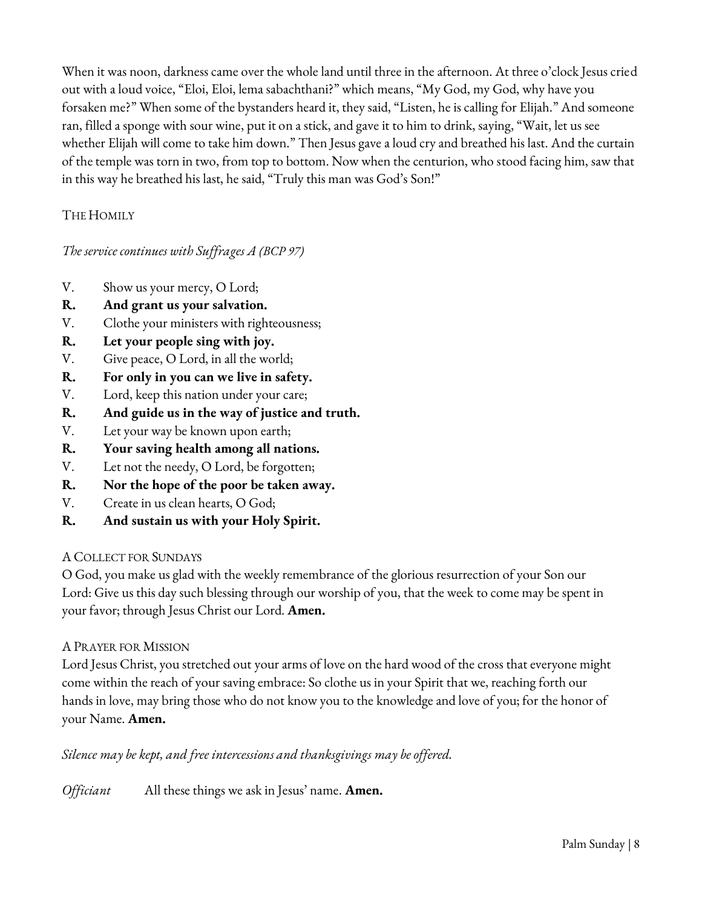When it was noon, darkness came over the whole land until three in the afternoon. At three o'clock Jesus cried out with a loud voice, "Eloi, Eloi, lema sabachthani?" which means, "My God, my God, why have you forsaken me?" When some of the bystanders heard it, they said, "Listen, he is calling for Elijah." And someone ran, filled a sponge with sour wine, put it on a stick, and gave it to him to drink, saying, "Wait, let us see whether Elijah will come to take him down." Then Jesus gave a loud cry and breathed his last. And the curtain of the temple was torn in two, from top to bottom. Now when the centurion, who stood facing him, saw that in this way he breathed his last, he said, "Truly this man was God's Son!"

THE HOMILY

*The service continues with Suffrages A (BCP 97)*

V. Show us your mercy, O Lord;
**R. And grant us your salvation.**
V. Clothe your ministers with righteousness;
**R. Let your people sing with joy.**
V. Give peace, O Lord, in all the world;
**R. For only in you can we live in safety.**
V. Lord, keep this nation under your care;
**R. And guide us in the way of justice and truth.**
V. Let your way be known upon earth;
**R. Your saving health among all nations.**
V. Let not the needy, O Lord, be forgotten;
**R. Nor the hope of the poor be taken away.**
V. Create in us clean hearts, O God;
**R. And sustain us with your Holy Spirit.**

A COLLECT FOR SUNDAYS

O God, you make us glad with the weekly remembrance of the glorious resurrection of your Son our Lord: Give us this day such blessing through our worship of you, that the week to come may be spent in your favor; through Jesus Christ our Lord. **Amen.**

A PRAYER FOR MISSION

Lord Jesus Christ, you stretched out your arms of love on the hard wood of the cross that everyone might come within the reach of your saving embrace: So clothe us in your Spirit that we, reaching forth our hands in love, may bring those who do not know you to the knowledge and love of you; for the honor of your Name. **Amen.**

*Silence may be kept, and free intercessions and thanksgivings may be offered.*

*Officiant* All these things we ask in Jesus' name. **Amen.**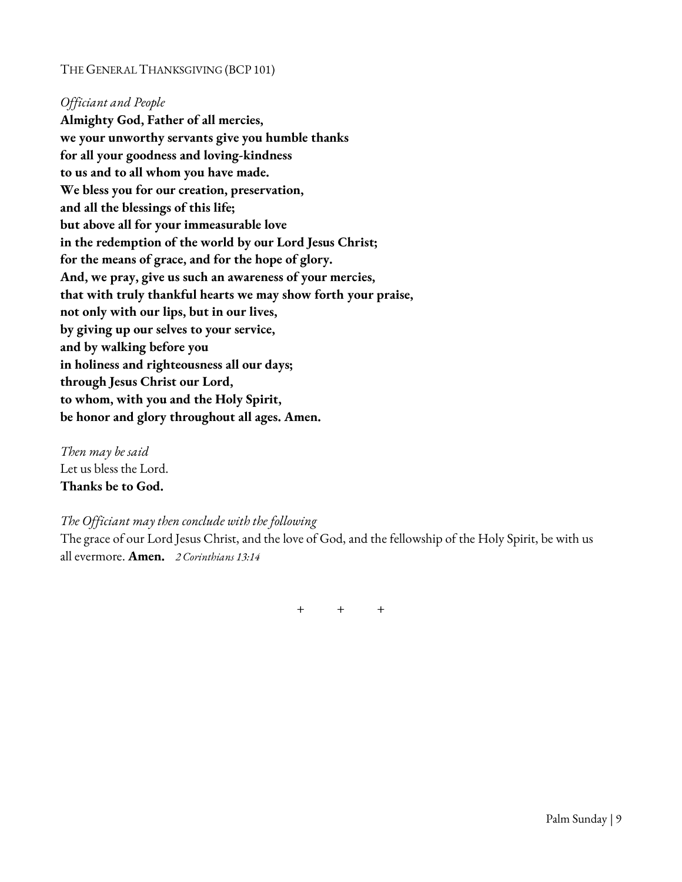THE GENERAL THANKSGIVING (BCP 101)

*Officiant and People*

**Almighty God, Father of all mercies,**
**we your unworthy servants give you humble thanks**
**for all your goodness and loving-kindness**
**to us and to all whom you have made.**
**We bless you for our creation, preservation,**
**and all the blessings of this life;**
**but above all for your immeasurable love**
**in the redemption of the world by our Lord Jesus Christ;**
**for the means of grace, and for the hope of glory.**
**And, we pray, give us such an awareness of your mercies,**
**that with truly thankful hearts we may show forth your praise,**
**not only with our lips, but in our lives,**
**by giving up our selves to your service,**
**and by walking before you**
**in holiness and righteousness all our days;**
**through Jesus Christ our Lord,**
**to whom, with you and the Holy Spirit,**
**be honor and glory throughout all ages. Amen.**

*Then may be said*
Let us bless the Lord.
**Thanks be to God.**

*The Officiant may then conclude with the following*
The grace of our Lord Jesus Christ, and the love of God, and the fellowship of the Holy Spirit, be with us all evermore. **Amen.** *2 Corinthians 13:14*

+ + +